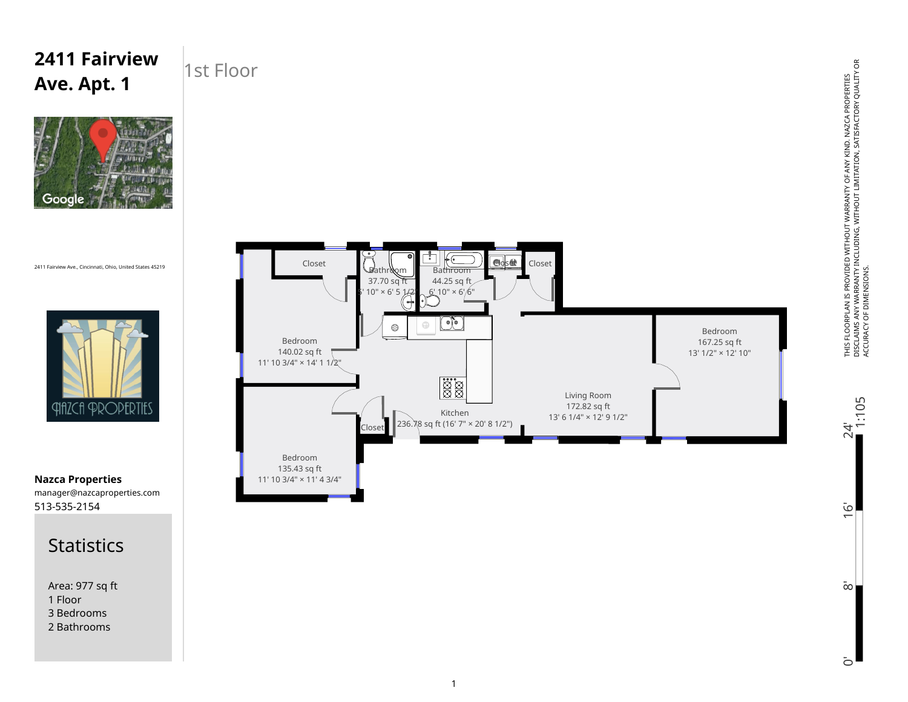# 2411 Fairview Ave. Apt. 1

## 1st Floor

2411 Fairview Ave., Cincinnati, Ohio, United States 45219

Closet

Bathroom
37.70 sq ft
5' 10" × 6' 5 1/2"

Bathroom
44.25 sq ft
6' 10" × 6' 6"

Closet

Closet

Bedroom
140.02 sq ft
11' 10 3/4" × 14' 1 1/2"

Bedroom
167.25 sq ft
13' 1/2" × 12' 10"

Living Room
172.82 sq ft
13' 6 1/4" × 12' 9 1/2"

Kitchen
236.78 sq ft (16' 7" × 20' 8 1/2")

Closet

Bedroom
135.43 sq ft
11' 10 3/4" × 11' 4 3/4"

**Nazca Properties**
manager@nazcaproperties.com
513-535-2154

## Statistics

Area: 977 sq ft
1 Floor
3 Bedrooms
2 Bathrooms

THIS FLOORPLAN IS PROVIDED WITHOUT WARRANTY OF ANY KIND. NAZCA PROPERTIES DISCLAIMS ANY WARRANTY INCLUDING, WITHOUT LIMITATION, SATISFACTORY QUALITY OR ACCURACY OF DIMENSIONS.

1:105

0' 8' 16' 24'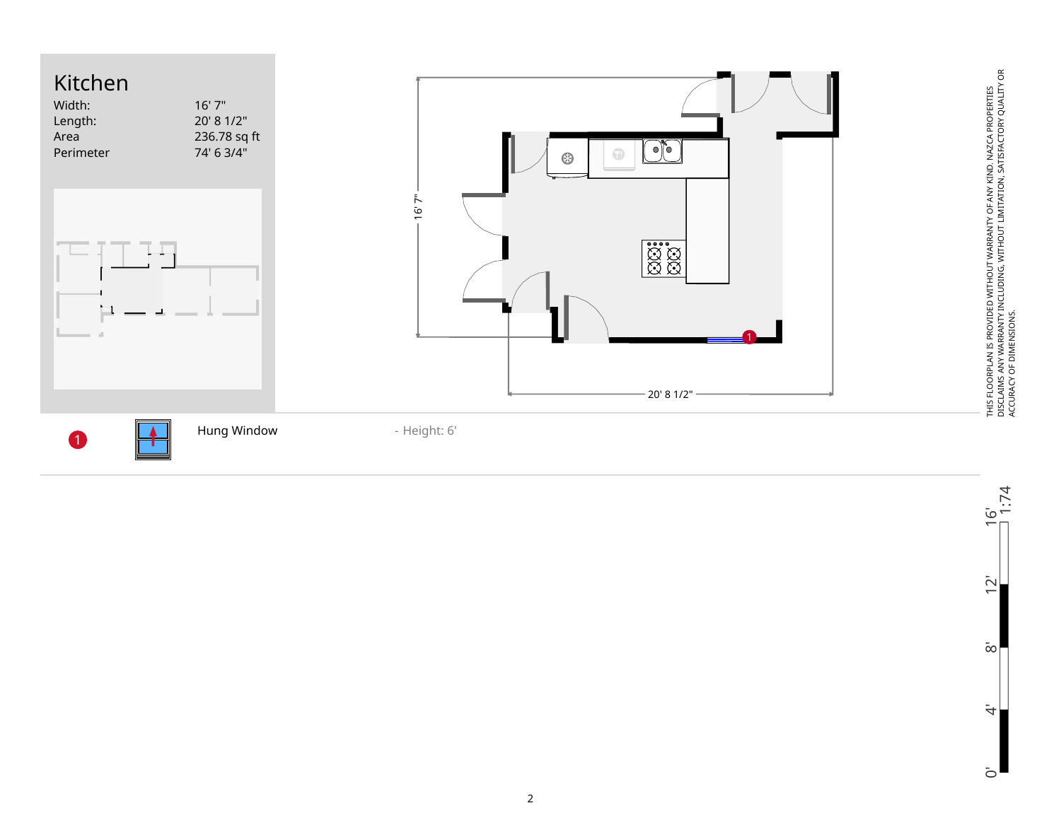# Kitchen

| | |
|---|---|
| Width: | 16' 7" |
| Length: | 20' 8 1/2" |
| Area | 236.78 sq ft |
| Perimeter | 74' 6 3/4" |

16' 7"

20' 8 1/2"

| | | |
|---|---|---|
| 1 | Hung Window | - Height: 6' |

THIS FLOORPLAN IS PROVIDED WITHOUT WARRANTY OF ANY KIND. NAZCA PROPERTIES DISCLAIMS ANY WARRANTY INCLUDING, WITHOUT LIMITATION, SATISFACTORY QUALITY OR ACCURACY OF DIMENSIONS.

0' 4' 8' 12' 16' 1:74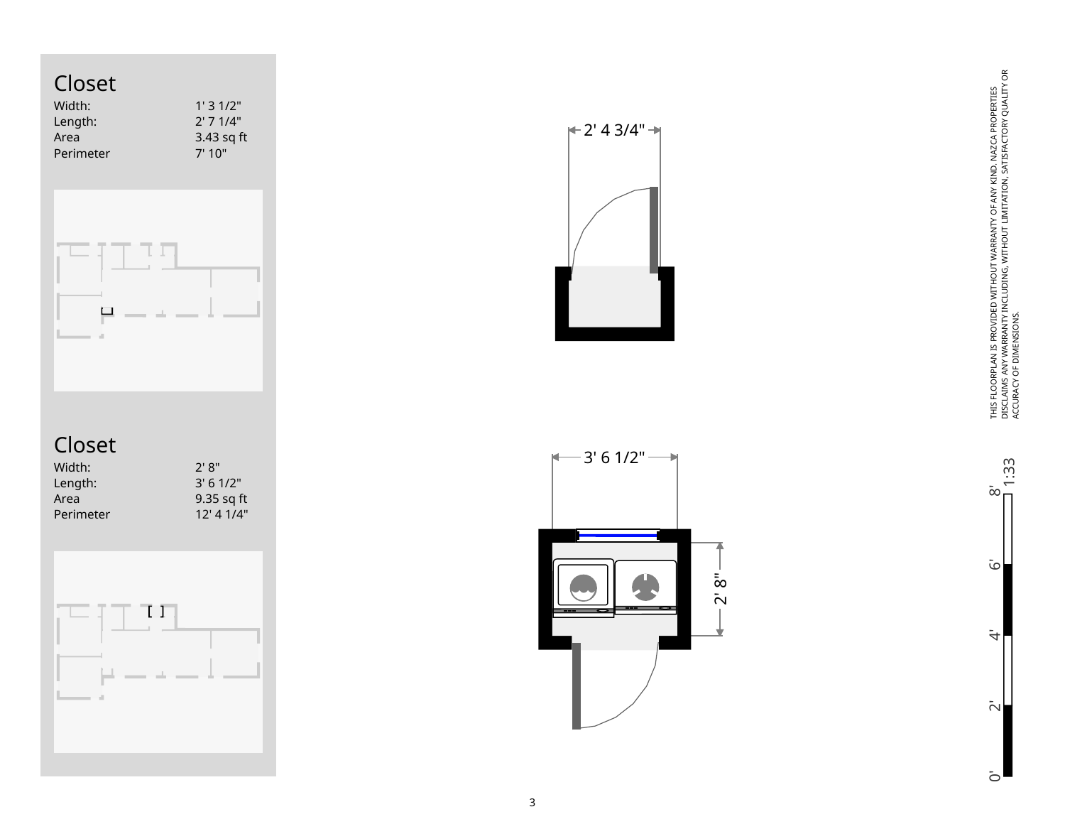## Closet

| | |
|---|---|
| Width: | 1' 3 1/2" |
| Length: | 2' 7 1/4" |
| Area | 3.43 sq ft |
| Perimeter | 7' 10" |

## Closet

| | |
|---|---|
| Width: | 2' 8" |
| Length: | 3' 6 1/2" |
| Area | 9.35 sq ft |
| Perimeter | 12' 4 1/4" |

2' 4 3/4"

3' 6 1/2"

2' 8"

THIS FLOORPLAN IS PROVIDED WITHOUT WARRANTY OF ANY KIND. NAZCA PROPERTIES DISCLAIMS ANY WARRANTY INCLUDING, WITHOUT LIMITATION, SATISFACTORY QUALITY OR ACCURACY OF DIMENSIONS.

1:33

0' 2' 4' 6' 8'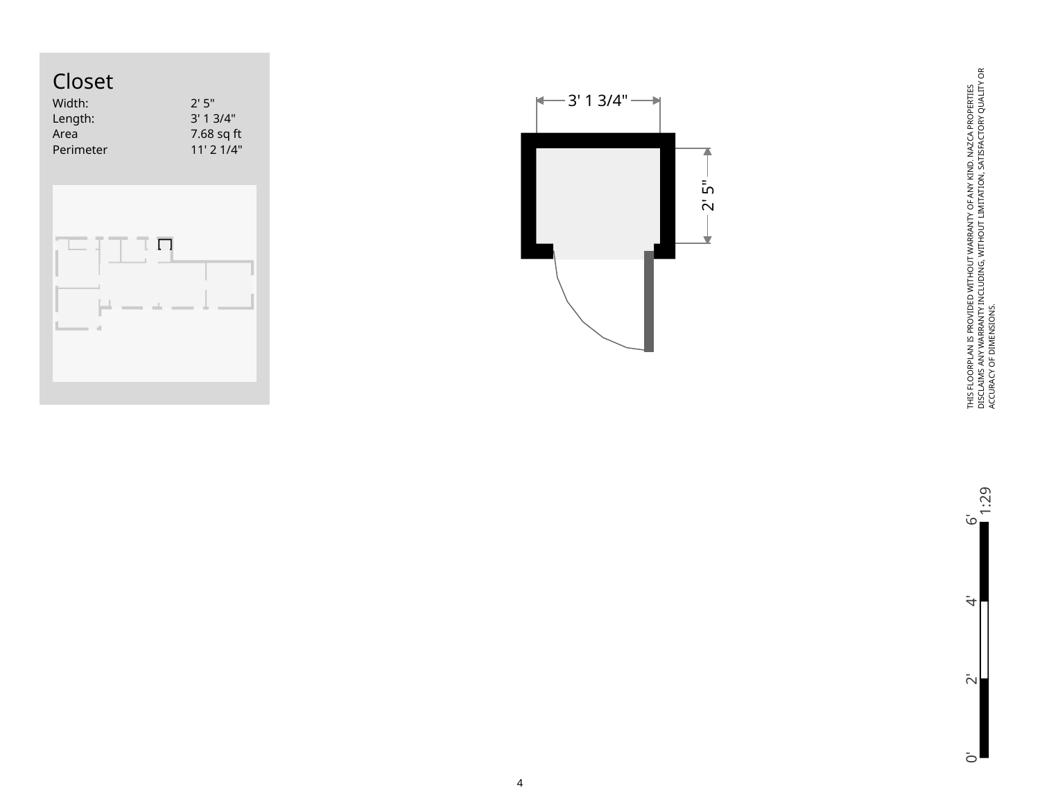# Closet

| | |
|---|---|
| Width: | 2' 5" |
| Length: | 3' 1 3/4" |
| Area | 7.68 sq ft |
| Perimeter | 11' 2 1/4" |

3' 1 3/4"

2' 5"

THIS FLOORPLAN IS PROVIDED WITHOUT WARRANTY OF ANY KIND. NAZCA PROPERTIES DISCLAIMS ANY WARRANTY INCLUDING, WITHOUT LIMITATION, SATISFACTORY QUALITY OR ACCURACY OF DIMENSIONS.

1:29

0' 2' 4' 6'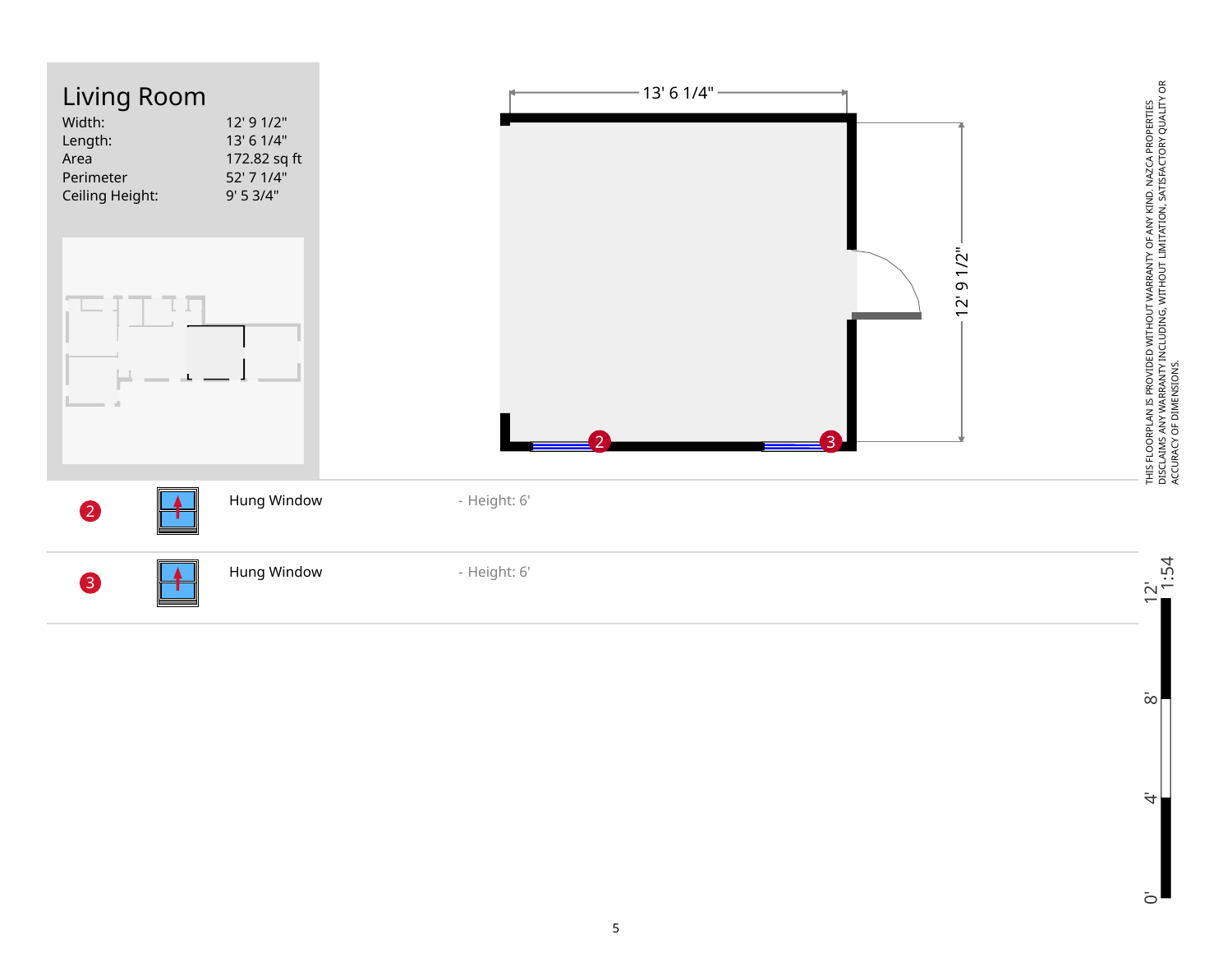# Living Room

| | |
|---|---|
| Width: | 12' 9 1/2" |
| Length: | 13' 6 1/4" |
| Area | 172.82 sq ft |
| Perimeter | 52' 7 1/4" |
| Ceiling Height: | 9' 5 3/4" |

13' 6 1/4"

12' 9 1/2"

| | | | |
|---|---|---|---|
| 2 | | Hung Window | - Height: 6' |
| 3 | | Hung Window | - Height: 6' |

THIS FLOORPLAN IS PROVIDED WITHOUT WARRANTY OF ANY KIND. NAZCA PROPERTIES DISCLAIMS ANY WARRANTY INCLUDING, WITHOUT LIMITATION, SATISFACTORY QUALITY OR ACCURACY OF DIMENSIONS.

1:54

0' 4' 8' 12'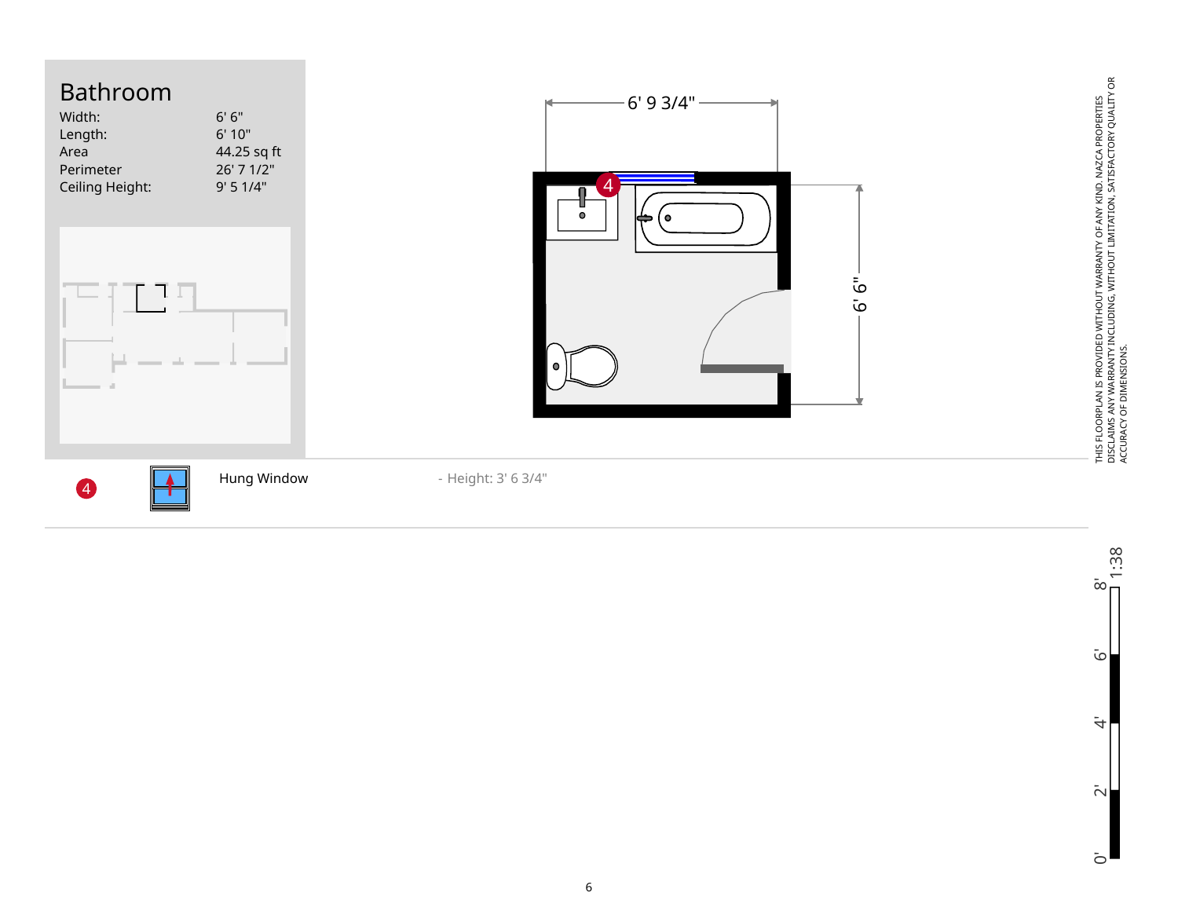# Bathroom

| | |
|---|---|
| Width: | 6' 6" |
| Length: | 6' 10" |
| Area | 44.25 sq ft |
| Perimeter | 26' 7 1/2" |
| Ceiling Height: | 9' 5 1/4" |

6' 9 3/4"

6' 6"

| | | |
|---|---|---|
| 4 | Hung Window | - Height: 3' 6 3/4" |

THIS FLOORPLAN IS PROVIDED WITHOUT WARRANTY OF ANY KIND. NAZCA PROPERTIES DISCLAIMS ANY WARRANTY INCLUDING, WITHOUT LIMITATION, SATISFACTORY QUALITY OR ACCURACY OF DIMENSIONS.

1:38

0' 2' 4' 6' 8'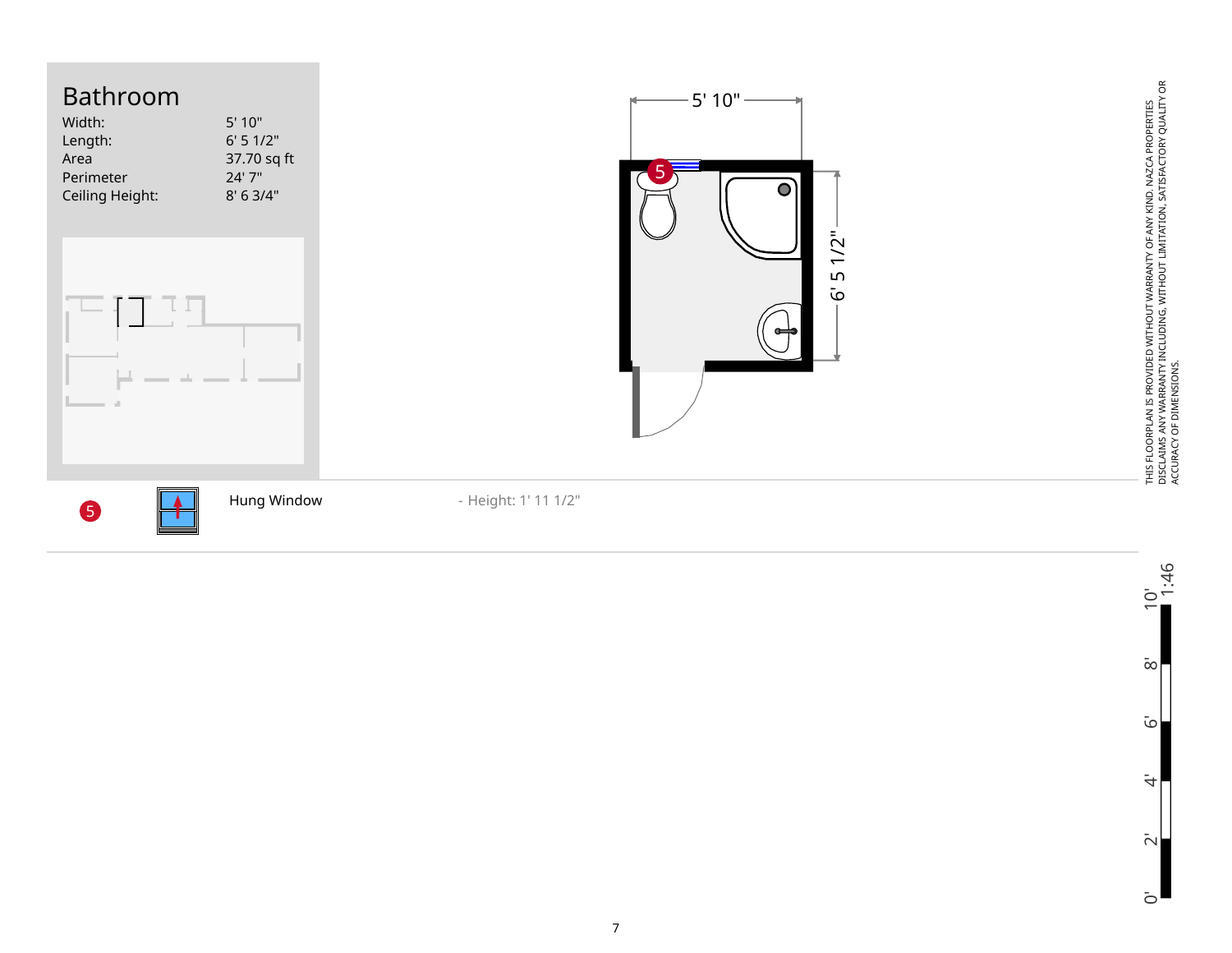# Bathroom

| | |
|---|---|
| Width: | 5' 10" |
| Length: | 6' 5 1/2" |
| Area | 37.70 sq ft |
| Perimeter | 24' 7" |
| Ceiling Height: | 8' 6 3/4" |

5' 10"

6' 5 1/2"

| | | |
|---|---|---|
| 5 | Hung Window | - Height: 1' 11 1/2" |

THIS FLOORPLAN IS PROVIDED WITHOUT WARRANTY OF ANY KIND. NAZCA PROPERTIES DISCLAIMS ANY WARRANTY INCLUDING, WITHOUT LIMITATION, SATISFACTORY QUALITY OR ACCURACY OF DIMENSIONS.

1:46

0' 2' 4' 6' 8' 10'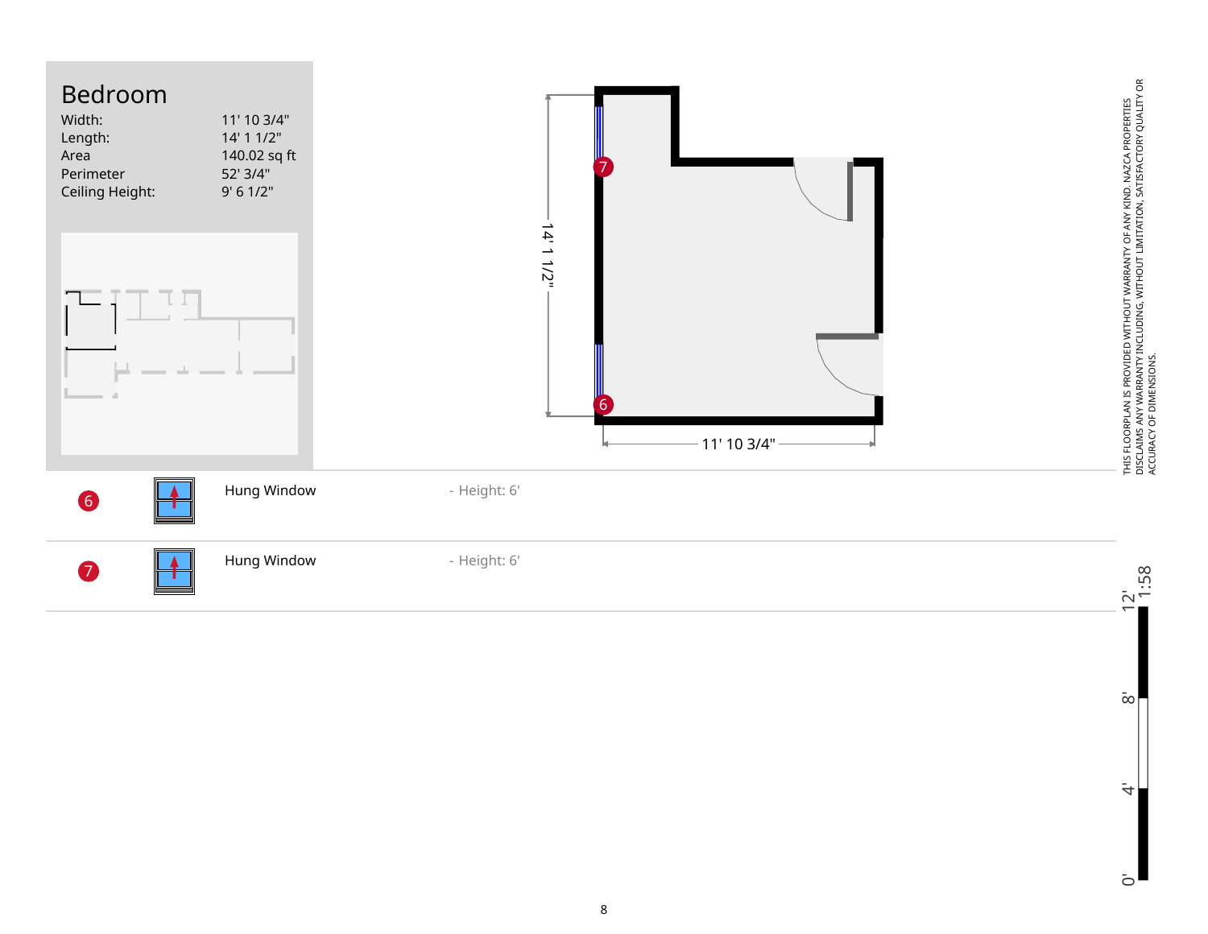# Bedroom

| | |
|---|---|
| Width: | 11' 10 3/4" |
| Length: | 14' 1 1/2" |
| Area | 140.02 sq ft |
| Perimeter | 52' 3/4" |
| Ceiling Height: | 9' 6 1/2" |

14' 1 1/2"

11' 10 3/4"

| | | | |
|---|---|---|---|
| 6 | | Hung Window | - Height: 6' |
| 7 | | Hung Window | - Height: 6' |

THIS FLOORPLAN IS PROVIDED WITHOUT WARRANTY OF ANY KIND. NAZCA PROPERTIES DISCLAIMS ANY WARRANTY INCLUDING, WITHOUT LIMITATION, SATISFACTORY QUALITY OR ACCURACY OF DIMENSIONS.

1:58

0' 4' 8' 12'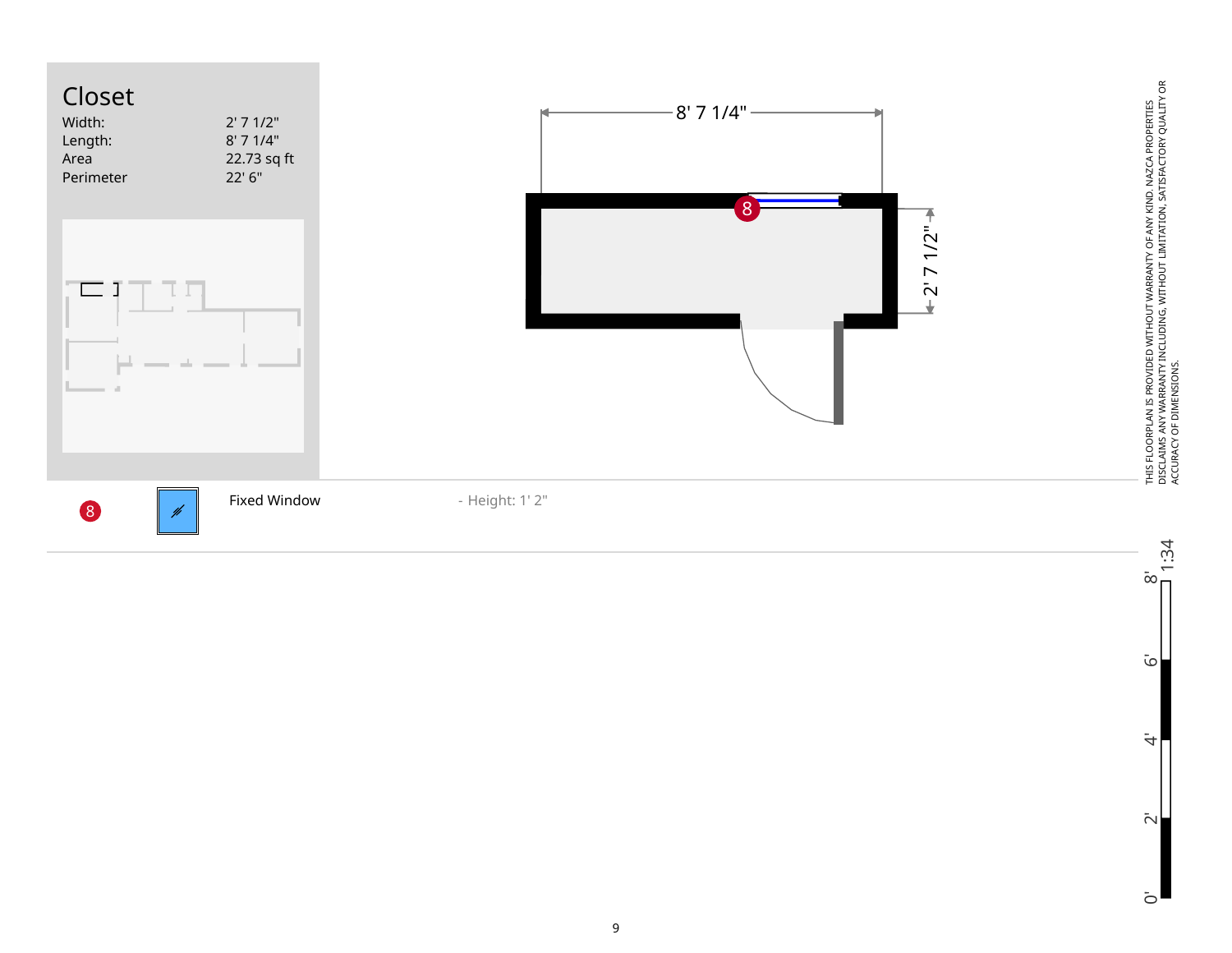# Closet

| | |
|---|---|
| Width: | 2' 7 1/2" |
| Length: | 8' 7 1/4" |
| Area | 22.73 sq ft |
| Perimeter | 22' 6" |

8' 7 1/4"

2' 7 1/2"

| | | | |
|---|---|---|---|
| 8 | | Fixed Window | - Height: 1' 2" |

THIS FLOORPLAN IS PROVIDED WITHOUT WARRANTY OF ANY KIND. NAZCA PROPERTIES DISCLAIMS ANY WARRANTY INCLUDING, WITHOUT LIMITATION, SATISFACTORY QUALITY OR ACCURACY OF DIMENSIONS.

1:34

0' 2' 4' 6' 8'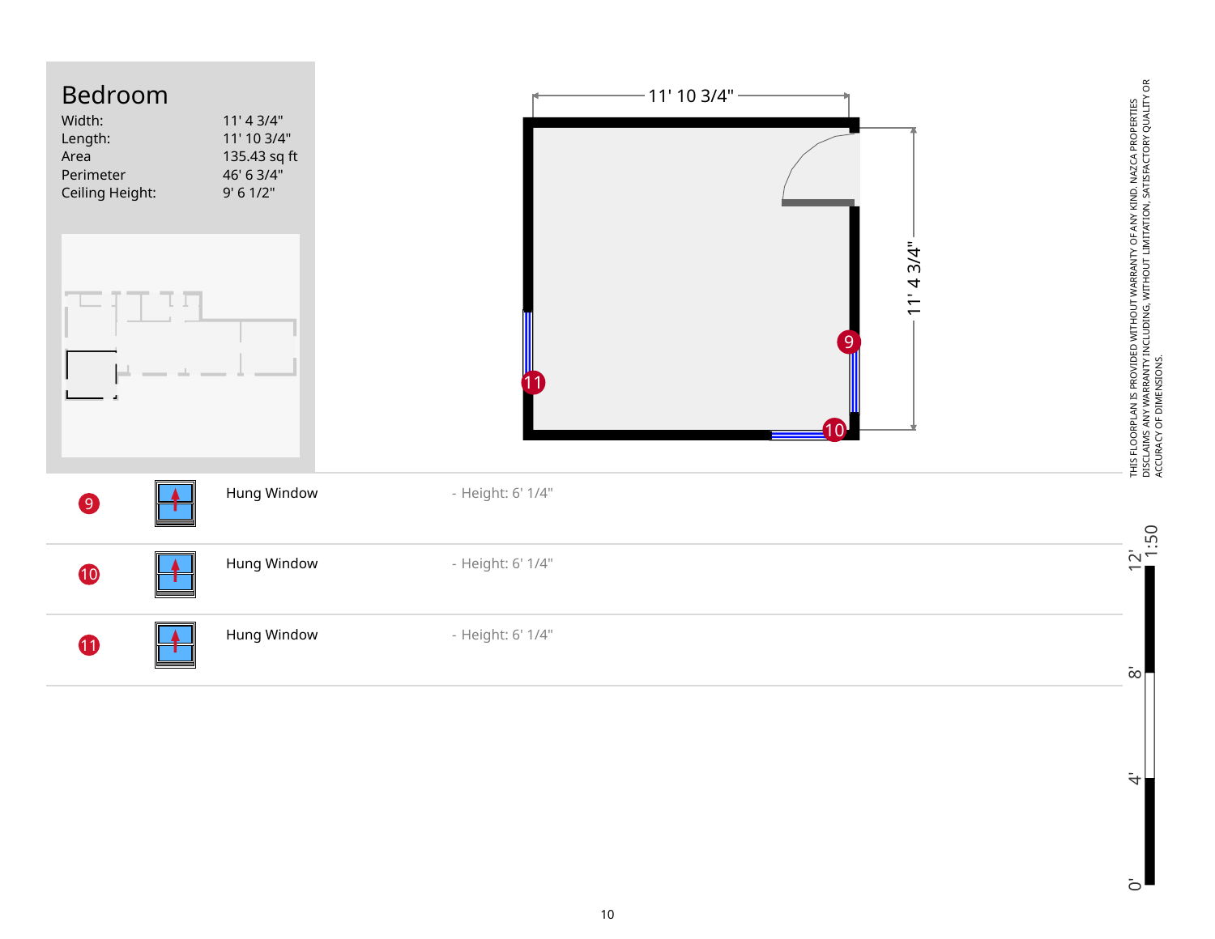# Bedroom

| | |
|---|---|
| Width: | 11' 4 3/4" |
| Length: | 11' 10 3/4" |
| Area | 135.43 sq ft |
| Perimeter | 46' 6 3/4" |
| Ceiling Height: | 9' 6 1/2" |

11' 10 3/4"

11' 4 3/4"

| # | Type | Details |
|---|---|---|
| 9 | Hung Window | - Height: 6' 1/4" |
| 10 | Hung Window | - Height: 6' 1/4" |
| 11 | Hung Window | - Height: 6' 1/4" |

THIS FLOORPLAN IS PROVIDED WITHOUT WARRANTY OF ANY KIND. NAZCA PROPERTIES DISCLAIMS ANY WARRANTY INCLUDING, WITHOUT LIMITATION, SATISFACTORY QUALITY OR ACCURACY OF DIMENSIONS.

1:50

0' 4' 8' 12'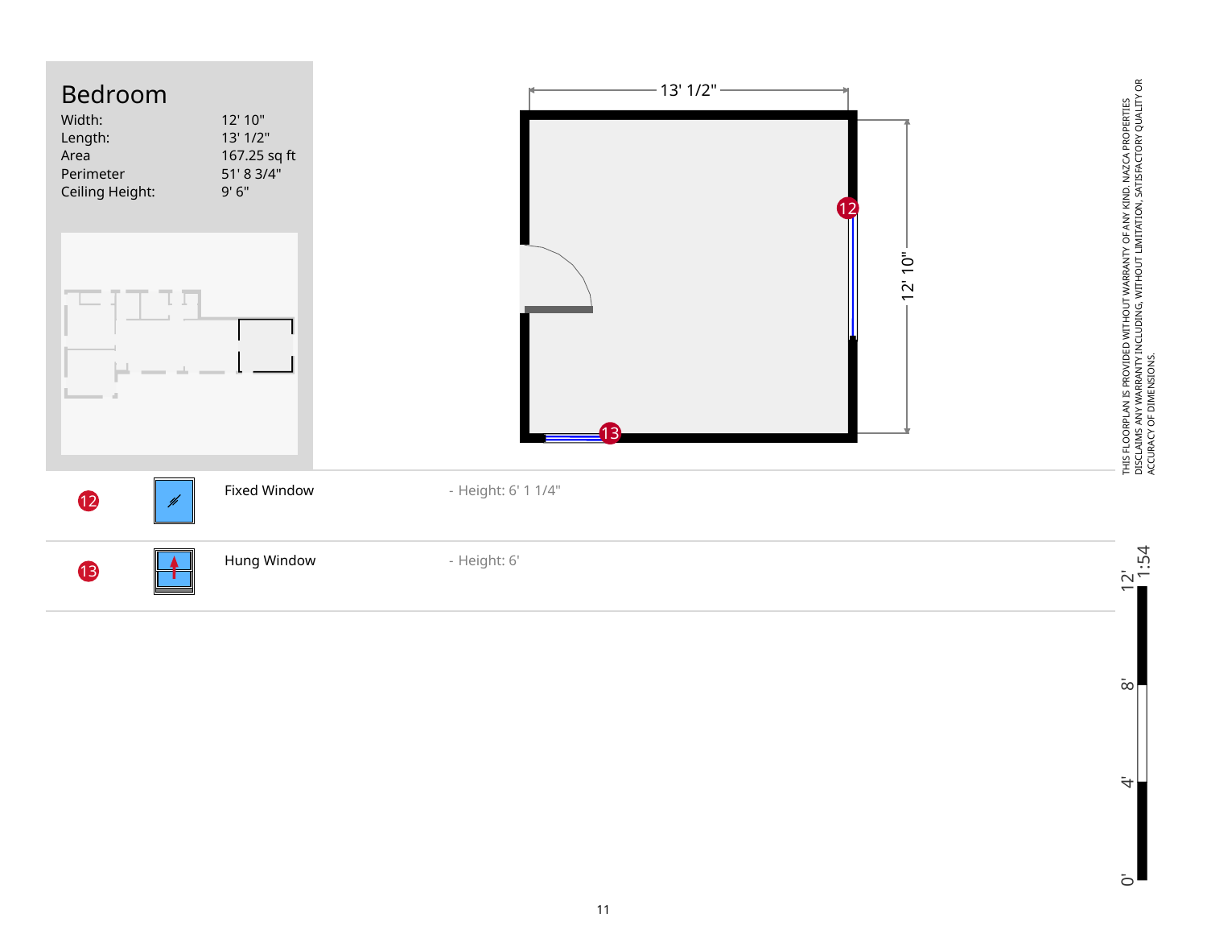# Bedroom

| | |
|---|---|
| Width: | 12' 10" |
| Length: | 13' 1/2" |
| Area | 167.25 sq ft |
| Perimeter | 51' 8 3/4" |
| Ceiling Height: | 9' 6" |

13' 1/2"

12' 10"

12

13

| | | | |
|---|---|---|---|
| 12 | | Fixed Window | - Height: 6' 1 1/4" |
| 13 | | Hung Window | - Height: 6' |

THIS FLOORPLAN IS PROVIDED WITHOUT WARRANTY OF ANY KIND. NAZCA PROPERTIES DISCLAIMS ANY WARRANTY INCLUDING, WITHOUT LIMITATION, SATISFACTORY QUALITY OR ACCURACY OF DIMENSIONS.

1:54

12'

8'

4'

0'